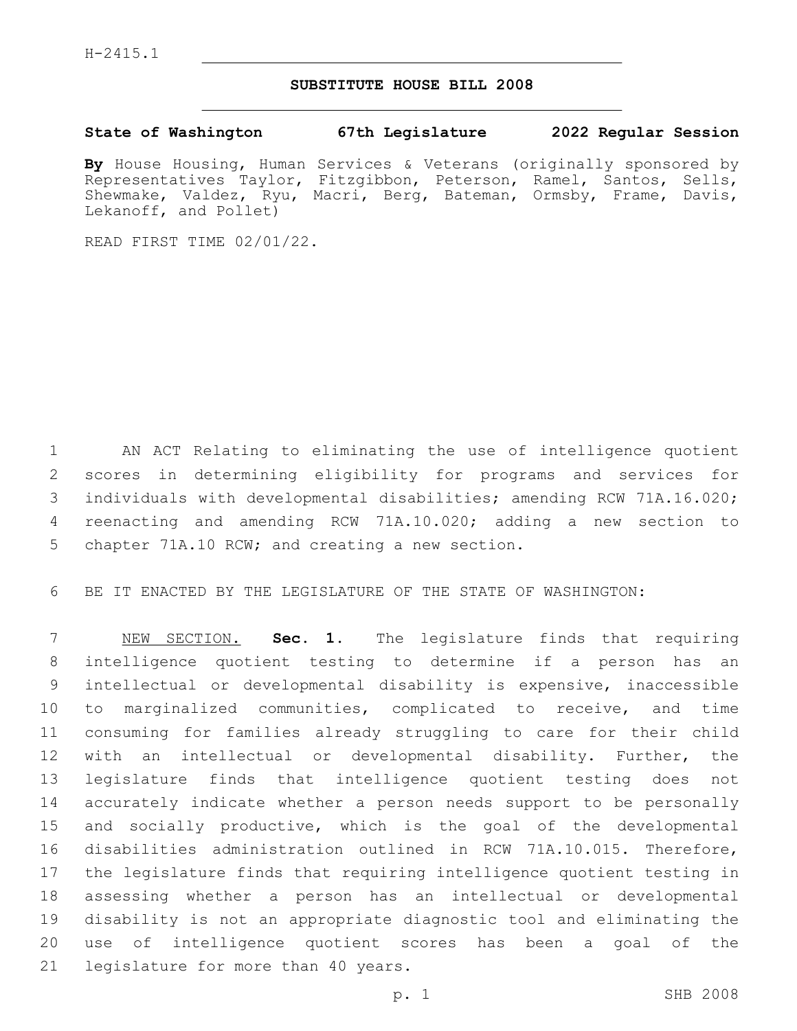H-2415.1

# SUBSTITUTE HOUSE BILL 2008

**State of Washington 67th Legislature 2022 Regular Session**

**By** House Housing, Human Services & Veterans (originally sponsored by Representatives Taylor, Fitzgibbon, Peterson, Ramel, Santos, Sells, Shewmake, Valdez, Ryu, Macri, Berg, Bateman, Ormsby, Frame, Davis, Lekanoff, and Pollet)

READ FIRST TIME 02/01/22.

AN ACT Relating to eliminating the use of intelligence quotient scores in determining eligibility for programs and services for individuals with developmental disabilities; amending RCW 71A.16.020; reenacting and amending RCW 71A.10.020; adding a new section to chapter 71A.10 RCW; and creating a new section.

BE IT ENACTED BY THE LEGISLATURE OF THE STATE OF WASHINGTON:

NEW SECTION. **Sec. 1.** The legislature finds that requiring intelligence quotient testing to determine if a person has an intellectual or developmental disability is expensive, inaccessible to marginalized communities, complicated to receive, and time consuming for families already struggling to care for their child with an intellectual or developmental disability. Further, the legislature finds that intelligence quotient testing does not accurately indicate whether a person needs support to be personally and socially productive, which is the goal of the developmental disabilities administration outlined in RCW 71A.10.015. Therefore, the legislature finds that requiring intelligence quotient testing in assessing whether a person has an intellectual or developmental disability is not an appropriate diagnostic tool and eliminating the use of intelligence quotient scores has been a goal of the legislature for more than 40 years.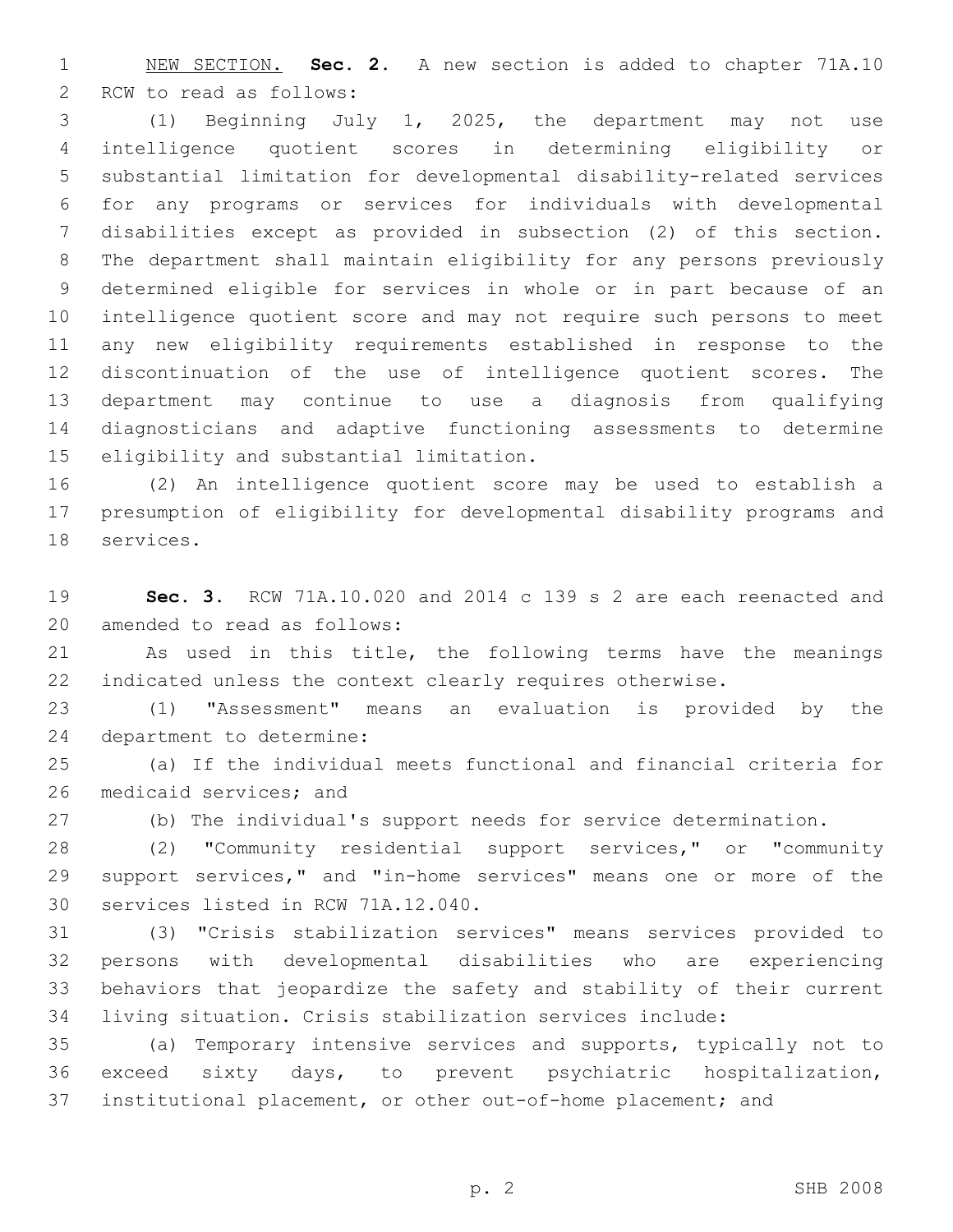NEW SECTION. **Sec. 2.** A new section is added to chapter 71A.10 RCW to read as follows:

(1) Beginning July 1, 2025, the department may not use intelligence quotient scores in determining eligibility or substantial limitation for developmental disability-related services for any programs or services for individuals with developmental disabilities except as provided in subsection (2) of this section. The department shall maintain eligibility for any persons previously determined eligible for services in whole or in part because of an intelligence quotient score and may not require such persons to meet any new eligibility requirements established in response to the discontinuation of the use of intelligence quotient scores. The department may continue to use a diagnosis from qualifying diagnosticians and adaptive functioning assessments to determine eligibility and substantial limitation.

(2) An intelligence quotient score may be used to establish a presumption of eligibility for developmental disability programs and services.

**Sec. 3.** RCW 71A.10.020 and 2014 c 139 s 2 are each reenacted and amended to read as follows:

As used in this title, the following terms have the meanings indicated unless the context clearly requires otherwise.

(1) "Assessment" means an evaluation is provided by the department to determine:

(a) If the individual meets functional and financial criteria for medicaid services; and

(b) The individual's support needs for service determination.

(2) "Community residential support services," or "community support services," and "in-home services" means one or more of the services listed in RCW 71A.12.040.

(3) "Crisis stabilization services" means services provided to persons with developmental disabilities who are experiencing behaviors that jeopardize the safety and stability of their current living situation. Crisis stabilization services include:

(a) Temporary intensive services and supports, typically not to exceed sixty days, to prevent psychiatric hospitalization, institutional placement, or other out-of-home placement; and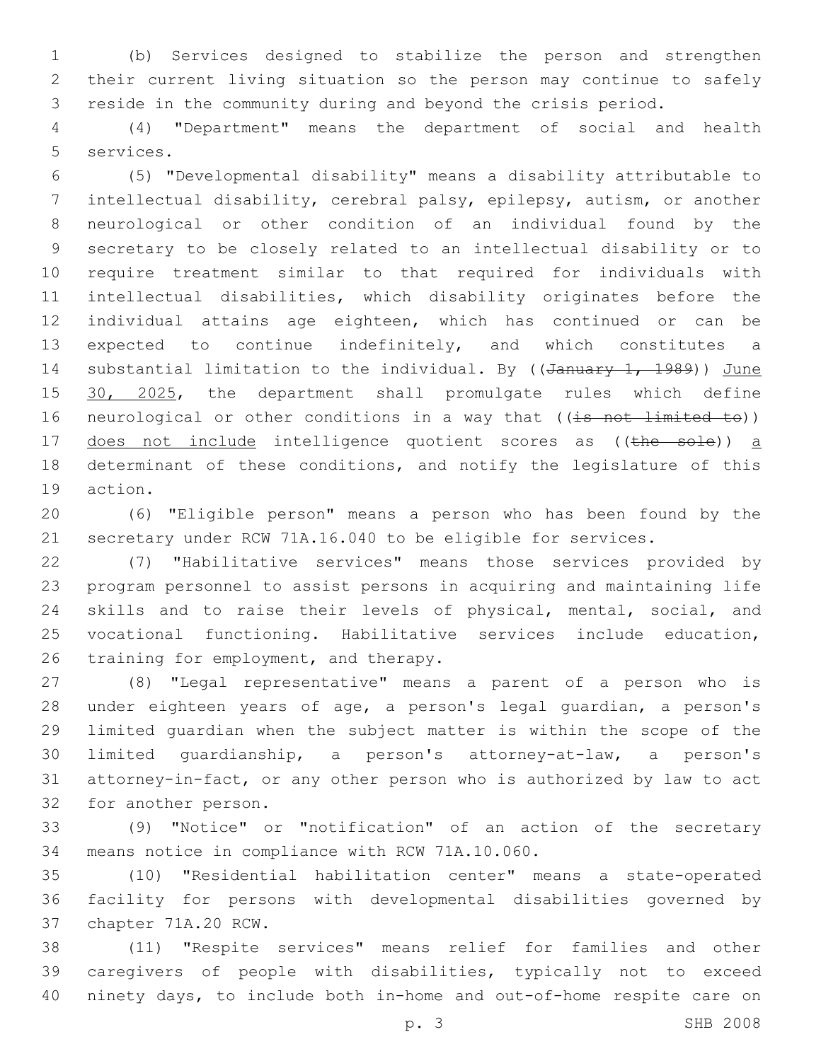(b) Services designed to stabilize the person and strengthen their current living situation so the person may continue to safely reside in the community during and beyond the crisis period.

(4) "Department" means the department of social and health services.

(5) "Developmental disability" means a disability attributable to intellectual disability, cerebral palsy, epilepsy, autism, or another neurological or other condition of an individual found by the secretary to be closely related to an intellectual disability or to require treatment similar to that required for individuals with intellectual disabilities, which disability originates before the individual attains age eighteen, which has continued or can be expected to continue indefinitely, and which constitutes a substantial limitation to the individual. By ((~~January 1, 1989~~)) <u>June 30, 2025</u>, the department shall promulgate rules which define neurological or other conditions in a way that ((~~is not limited to~~)) <u>does not include</u> intelligence quotient scores as ((~~the sole~~)) <u>a</u> determinant of these conditions, and notify the legislature of this action.

(6) "Eligible person" means a person who has been found by the secretary under RCW 71A.16.040 to be eligible for services.

(7) "Habilitative services" means those services provided by program personnel to assist persons in acquiring and maintaining life skills and to raise their levels of physical, mental, social, and vocational functioning. Habilitative services include education, training for employment, and therapy.

(8) "Legal representative" means a parent of a person who is under eighteen years of age, a person's legal guardian, a person's limited guardian when the subject matter is within the scope of the limited guardianship, a person's attorney-at-law, a person's attorney-in-fact, or any other person who is authorized by law to act for another person.

(9) "Notice" or "notification" of an action of the secretary means notice in compliance with RCW 71A.10.060.

(10) "Residential habilitation center" means a state-operated facility for persons with developmental disabilities governed by chapter 71A.20 RCW.

(11) "Respite services" means relief for families and other caregivers of people with disabilities, typically not to exceed ninety days, to include both in-home and out-of-home respite care on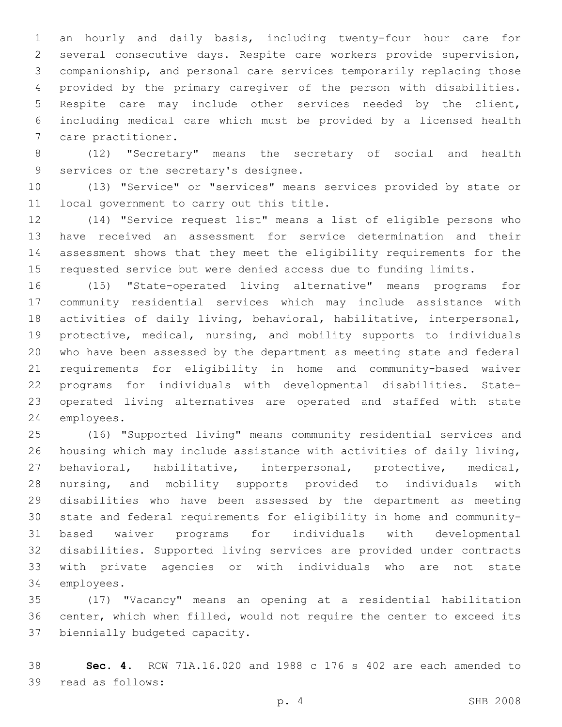an hourly and daily basis, including twenty-four hour care for several consecutive days. Respite care workers provide supervision, companionship, and personal care services temporarily replacing those provided by the primary caregiver of the person with disabilities. Respite care may include other services needed by the client, including medical care which must be provided by a licensed health care practitioner.

(12) "Secretary" means the secretary of social and health services or the secretary's designee.

(13) "Service" or "services" means services provided by state or local government to carry out this title.

(14) "Service request list" means a list of eligible persons who have received an assessment for service determination and their assessment shows that they meet the eligibility requirements for the requested service but were denied access due to funding limits.

(15) "State-operated living alternative" means programs for community residential services which may include assistance with activities of daily living, behavioral, habilitative, interpersonal, protective, medical, nursing, and mobility supports to individuals who have been assessed by the department as meeting state and federal requirements for eligibility in home and community-based waiver programs for individuals with developmental disabilities. State-operated living alternatives are operated and staffed with state employees.

(16) "Supported living" means community residential services and housing which may include assistance with activities of daily living, behavioral, habilitative, interpersonal, protective, medical, nursing, and mobility supports provided to individuals with disabilities who have been assessed by the department as meeting state and federal requirements for eligibility in home and community-based waiver programs for individuals with developmental disabilities. Supported living services are provided under contracts with private agencies or with individuals who are not state employees.

(17) "Vacancy" means an opening at a residential habilitation center, which when filled, would not require the center to exceed its biennially budgeted capacity.

**Sec. 4.** RCW 71A.16.020 and 1988 c 176 s 402 are each amended to read as follows: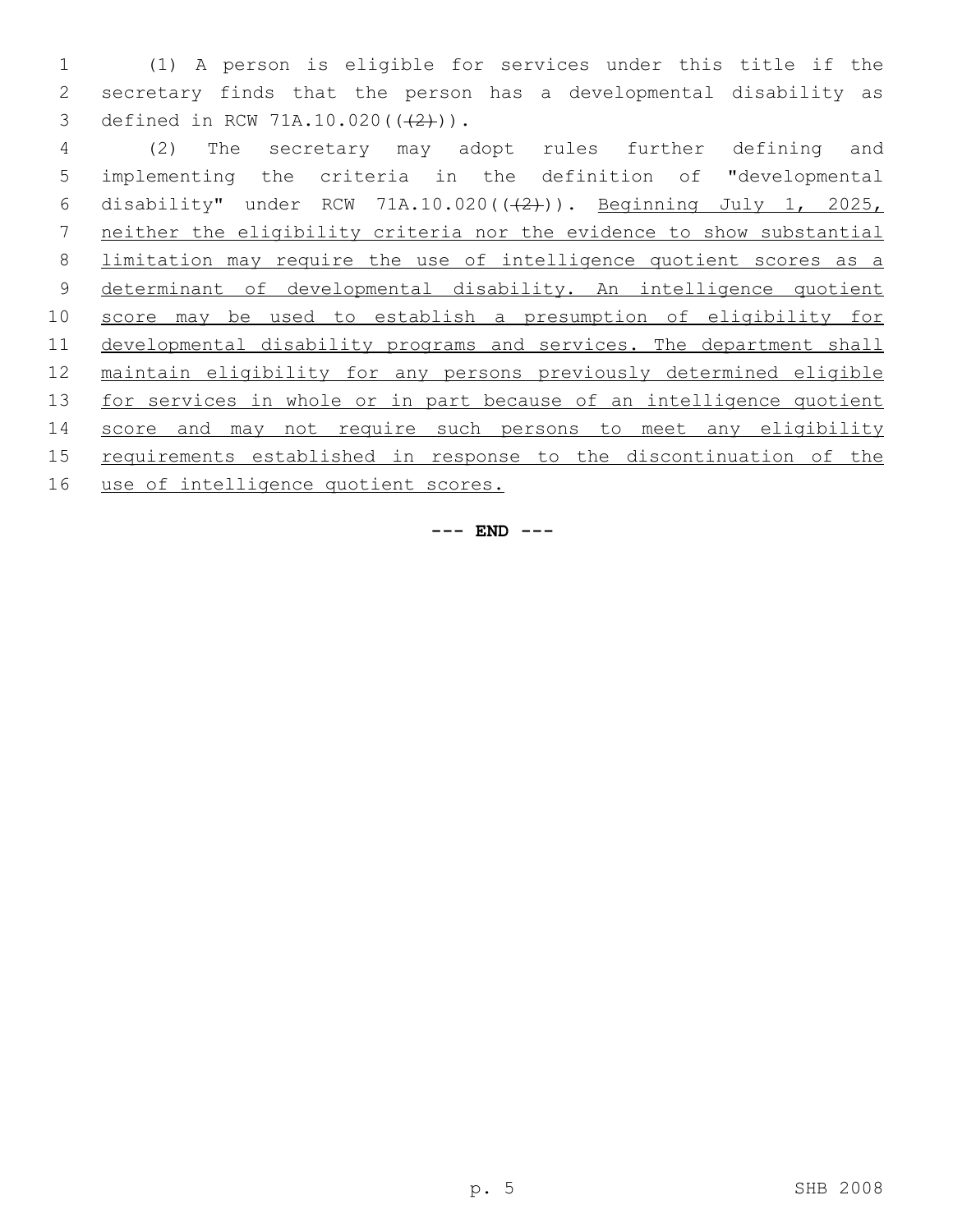(1) A person is eligible for services under this title if the secretary finds that the person has a developmental disability as defined in RCW 71A.10.020((~~(2)~~)).

(2) The secretary may adopt rules further defining and implementing the criteria in the definition of "developmental disability" under RCW 71A.10.020((~~(2)~~)). <u>Beginning July 1, 2025, neither the eligibility criteria nor the evidence to show substantial limitation may require the use of intelligence quotient scores as a determinant of developmental disability. An intelligence quotient score may be used to establish a presumption of eligibility for developmental disability programs and services. The department shall maintain eligibility for any persons previously determined eligible for services in whole or in part because of an intelligence quotient score and may not require such persons to meet any eligibility requirements established in response to the discontinuation of the use of intelligence quotient scores.</u>

**--- END ---**